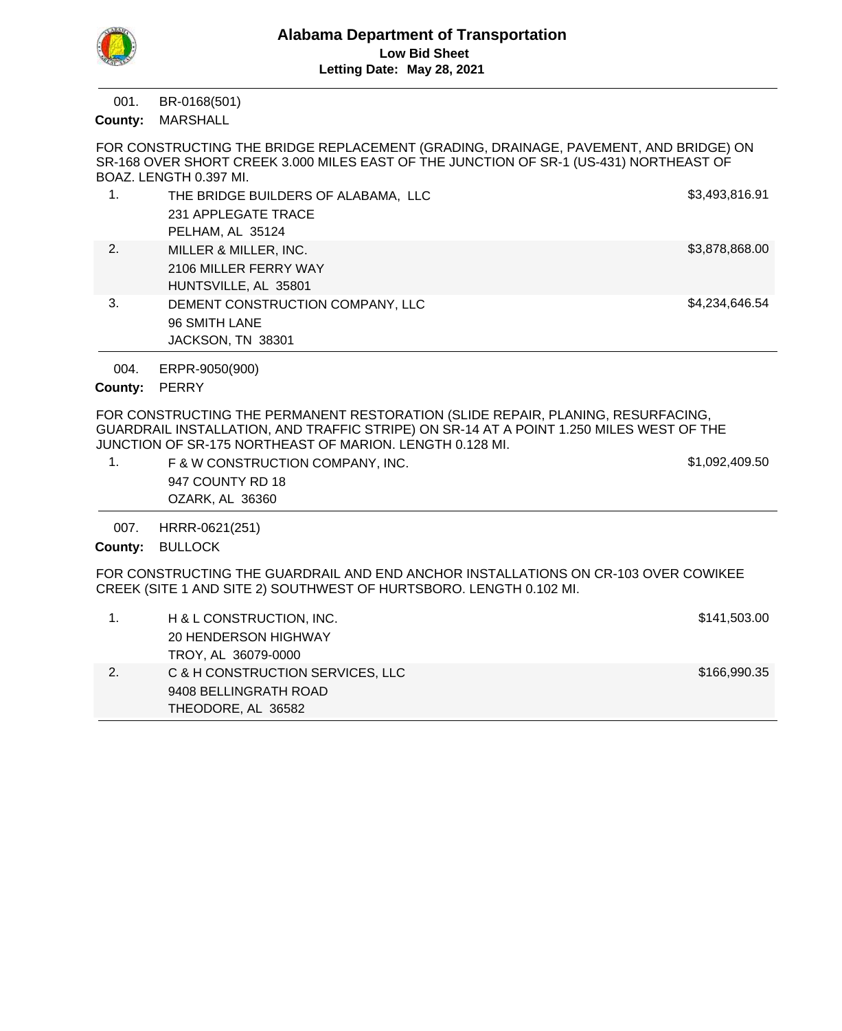# Alabama Department of Transportation

**Low Bid Sheet**

**Letting Date: May 28, 2021**

---

001. BR-0168(501)

**County:** MARSHALL

FOR CONSTRUCTING THE BRIDGE REPLACEMENT (GRADING, DRAINAGE, PAVEMENT, AND BRIDGE) ON SR-168 OVER SHORT CREEK 3.000 MILES EAST OF THE JUNCTION OF SR-1 (US-431) NORTHEAST OF BOAZ. LENGTH 0.397 MI.

| # | Bidder | Amount |
|---|---|---|
| 1. | THE BRIDGE BUILDERS OF ALABAMA, LLC<br>231 APPLEGATE TRACE<br>PELHAM, AL 35124 | $3,493,816.91 |
| 2. | MILLER & MILLER, INC.<br>2106 MILLER FERRY WAY<br>HUNTSVILLE, AL 35801 | $3,878,868.00 |
| 3. | DEMENT CONSTRUCTION COMPANY, LLC<br>96 SMITH LANE<br>JACKSON, TN 38301 | $4,234,646.54 |

---

004. ERPR-9050(900)

**County:** PERRY

FOR CONSTRUCTING THE PERMANENT RESTORATION (SLIDE REPAIR, PLANING, RESURFACING, GUARDRAIL INSTALLATION, AND TRAFFIC STRIPE) ON SR-14 AT A POINT 1.250 MILES WEST OF THE JUNCTION OF SR-175 NORTHEAST OF MARION. LENGTH 0.128 MI.

| # | Bidder | Amount |
|---|---|---|
| 1. | F & W CONSTRUCTION COMPANY, INC.<br>947 COUNTY RD 18<br>OZARK, AL 36360 | $1,092,409.50 |

---

007. HRRR-0621(251)

**County:** BULLOCK

FOR CONSTRUCTING THE GUARDRAIL AND END ANCHOR INSTALLATIONS ON CR-103 OVER COWIKEE CREEK (SITE 1 AND SITE 2) SOUTHWEST OF HURTSBORO. LENGTH 0.102 MI.

| # | Bidder | Amount |
|---|---|---|
| 1. | H & L CONSTRUCTION, INC.<br>20 HENDERSON HIGHWAY<br>TROY, AL 36079-0000 | $141,503.00 |
| 2. | C & H CONSTRUCTION SERVICES, LLC<br>9408 BELLINGRATH ROAD<br>THEODORE, AL 36582 | $166,990.35 |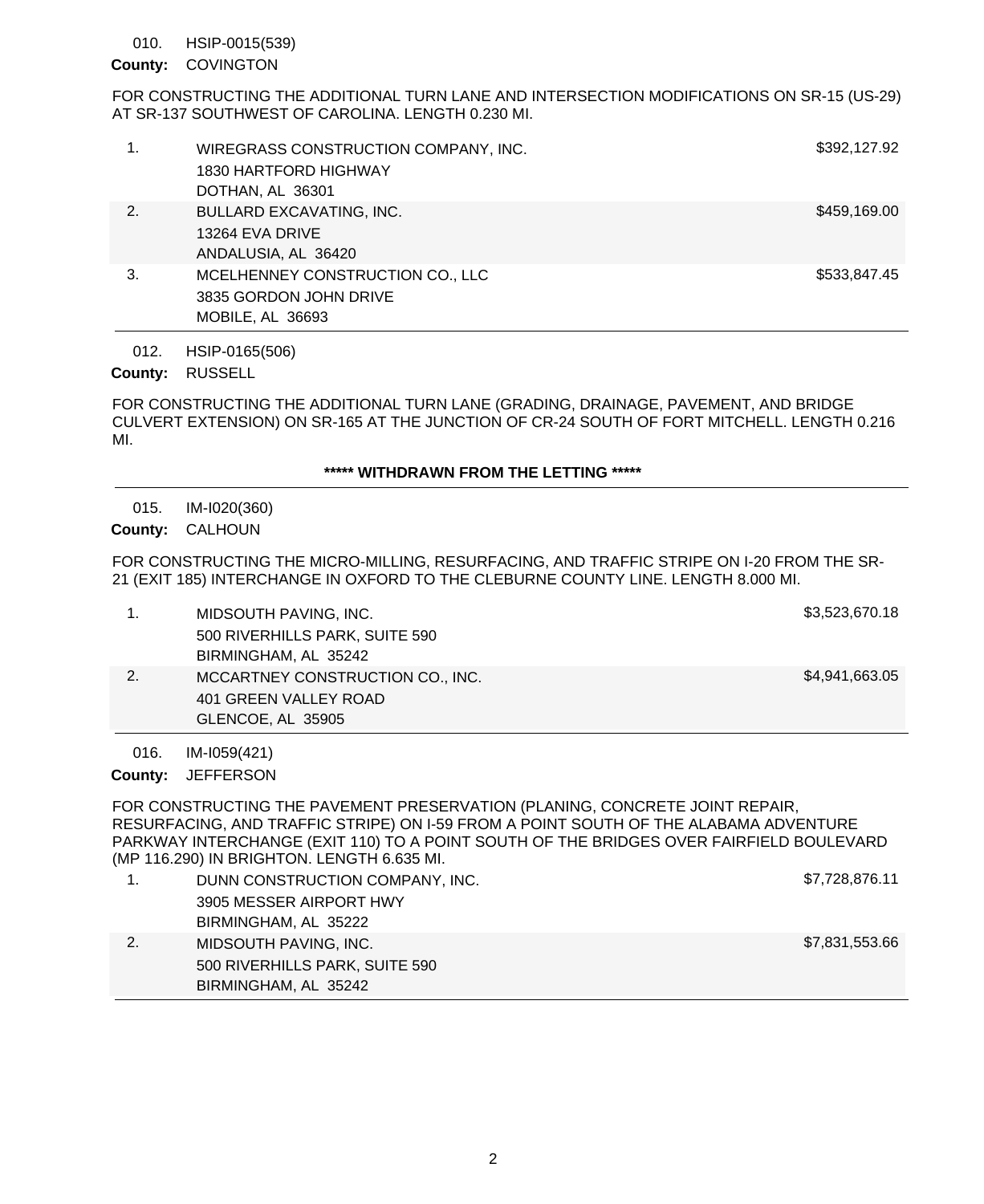010. HSIP-0015(539)

**County:** COVINGTON

FOR CONSTRUCTING THE ADDITIONAL TURN LANE AND INTERSECTION MODIFICATIONS ON SR-15 (US-29) AT SR-137 SOUTHWEST OF CAROLINA. LENGTH 0.230 MI.

| | Bidder | Amount |
|---|---|---|
| 1. | WIREGRASS CONSTRUCTION COMPANY, INC.<br>1830 HARTFORD HIGHWAY<br>DOTHAN, AL 36301 | $392,127.92 |
| 2. | BULLARD EXCAVATING, INC.<br>13264 EVA DRIVE<br>ANDALUSIA, AL 36420 | $459,169.00 |
| 3. | MCELHENNEY CONSTRUCTION CO., LLC<br>3835 GORDON JOHN DRIVE<br>MOBILE, AL 36693 | $533,847.45 |

012. HSIP-0165(506)

**County:** RUSSELL

FOR CONSTRUCTING THE ADDITIONAL TURN LANE (GRADING, DRAINAGE, PAVEMENT, AND BRIDGE CULVERT EXTENSION) ON SR-165 AT THE JUNCTION OF CR-24 SOUTH OF FORT MITCHELL. LENGTH 0.216 MI.

**\***** WITHDRAWN FROM THE LETTING *****

015. IM-I020(360)

**County:** CALHOUN

FOR CONSTRUCTING THE MICRO-MILLING, RESURFACING, AND TRAFFIC STRIPE ON I-20 FROM THE SR-21 (EXIT 185) INTERCHANGE IN OXFORD TO THE CLEBURNE COUNTY LINE. LENGTH 8.000 MI.

| | Bidder | Amount |
|---|---|---|
| 1. | MIDSOUTH PAVING, INC.<br>500 RIVERHILLS PARK, SUITE 590<br>BIRMINGHAM, AL 35242 | $3,523,670.18 |
| 2. | MCCARTNEY CONSTRUCTION CO., INC.<br>401 GREEN VALLEY ROAD<br>GLENCOE, AL 35905 | $4,941,663.05 |

016. IM-I059(421)

**County:** JEFFERSON

FOR CONSTRUCTING THE PAVEMENT PRESERVATION (PLANING, CONCRETE JOINT REPAIR, RESURFACING, AND TRAFFIC STRIPE) ON I-59 FROM A POINT SOUTH OF THE ALABAMA ADVENTURE PARKWAY INTERCHANGE (EXIT 110) TO A POINT SOUTH OF THE BRIDGES OVER FAIRFIELD BOULEVARD (MP 116.290) IN BRIGHTON. LENGTH 6.635 MI.

| | Bidder | Amount |
|---|---|---|
| 1. | DUNN CONSTRUCTION COMPANY, INC.<br>3905 MESSER AIRPORT HWY<br>BIRMINGHAM, AL 35222 | $7,728,876.11 |
| 2. | MIDSOUTH PAVING, INC.<br>500 RIVERHILLS PARK, SUITE 590<br>BIRMINGHAM, AL 35242 | $7,831,553.66 |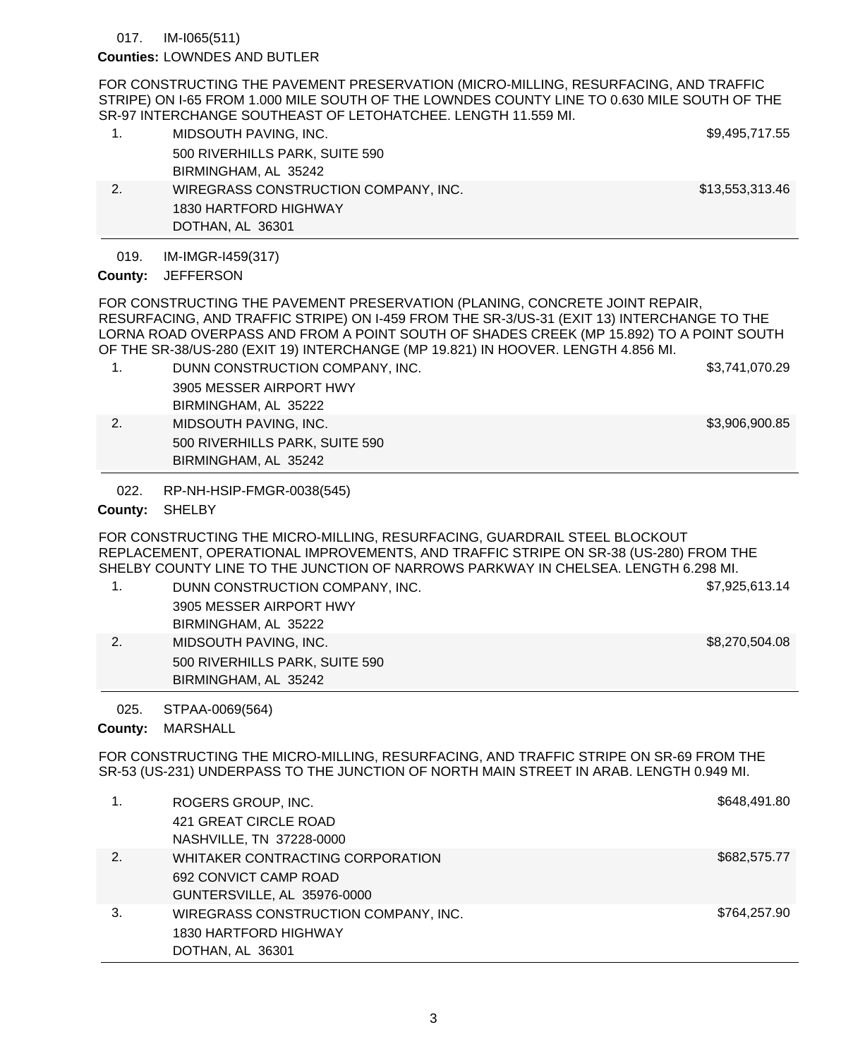017. IM-I065(511)

**Counties:** LOWNDES AND BUTLER

FOR CONSTRUCTING THE PAVEMENT PRESERVATION (MICRO-MILLING, RESURFACING, AND TRAFFIC STRIPE) ON I-65 FROM 1.000 MILE SOUTH OF THE LOWNDES COUNTY LINE TO 0.630 MILE SOUTH OF THE SR-97 INTERCHANGE SOUTHEAST OF LETOHATCHEE. LENGTH 11.559 MI.

| | Bidder | Amount |
|---|---|---|
| 1. | MIDSOUTH PAVING, INC.<br>500 RIVERHILLS PARK, SUITE 590<br>BIRMINGHAM, AL 35242 | $9,495,717.55 |
| 2. | WIREGRASS CONSTRUCTION COMPANY, INC.<br>1830 HARTFORD HIGHWAY<br>DOTHAN, AL 36301 | $13,553,313.46 |

019. IM-IMGR-I459(317)

**County:** JEFFERSON

FOR CONSTRUCTING THE PAVEMENT PRESERVATION (PLANING, CONCRETE JOINT REPAIR, RESURFACING, AND TRAFFIC STRIPE) ON I-459 FROM THE SR-3/US-31 (EXIT 13) INTERCHANGE TO THE LORNA ROAD OVERPASS AND FROM A POINT SOUTH OF SHADES CREEK (MP 15.892) TO A POINT SOUTH OF THE SR-38/US-280 (EXIT 19) INTERCHANGE (MP 19.821) IN HOOVER. LENGTH 4.856 MI.

| | Bidder | Amount |
|---|---|---|
| 1. | DUNN CONSTRUCTION COMPANY, INC.<br>3905 MESSER AIRPORT HWY<br>BIRMINGHAM, AL 35222 | $3,741,070.29 |
| 2. | MIDSOUTH PAVING, INC.<br>500 RIVERHILLS PARK, SUITE 590<br>BIRMINGHAM, AL 35242 | $3,906,900.85 |

022. RP-NH-HSIP-FMGR-0038(545)

**County:** SHELBY

FOR CONSTRUCTING THE MICRO-MILLING, RESURFACING, GUARDRAIL STEEL BLOCKOUT REPLACEMENT, OPERATIONAL IMPROVEMENTS, AND TRAFFIC STRIPE ON SR-38 (US-280) FROM THE SHELBY COUNTY LINE TO THE JUNCTION OF NARROWS PARKWAY IN CHELSEA. LENGTH 6.298 MI.

| | Bidder | Amount |
|---|---|---|
| 1. | DUNN CONSTRUCTION COMPANY, INC.<br>3905 MESSER AIRPORT HWY<br>BIRMINGHAM, AL 35222 | $7,925,613.14 |
| 2. | MIDSOUTH PAVING, INC.<br>500 RIVERHILLS PARK, SUITE 590<br>BIRMINGHAM, AL 35242 | $8,270,504.08 |

025. STPAA-0069(564)

**County:** MARSHALL

FOR CONSTRUCTING THE MICRO-MILLING, RESURFACING, AND TRAFFIC STRIPE ON SR-69 FROM THE SR-53 (US-231) UNDERPASS TO THE JUNCTION OF NORTH MAIN STREET IN ARAB. LENGTH 0.949 MI.

| | Bidder | Amount |
|---|---|---|
| 1. | ROGERS GROUP, INC.<br>421 GREAT CIRCLE ROAD<br>NASHVILLE, TN 37228-0000 | $648,491.80 |
| 2. | WHITAKER CONTRACTING CORPORATION<br>692 CONVICT CAMP ROAD<br>GUNTERSVILLE, AL 35976-0000 | $682,575.77 |
| 3. | WIREGRASS CONSTRUCTION COMPANY, INC.<br>1830 HARTFORD HIGHWAY<br>DOTHAN, AL 36301 | $764,257.90 |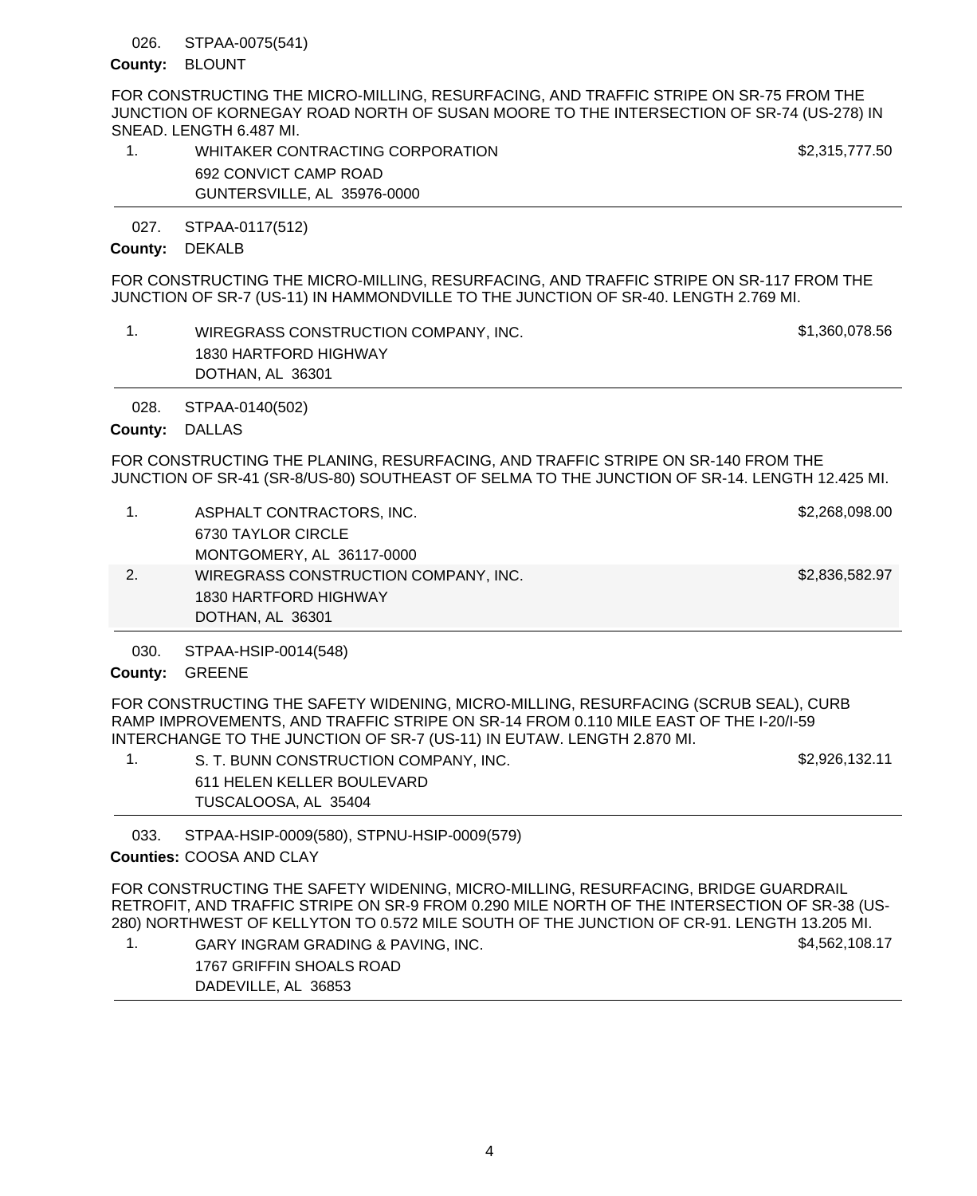026. STPAA-0075(541)

**County:** BLOUNT

FOR CONSTRUCTING THE MICRO-MILLING, RESURFACING, AND TRAFFIC STRIPE ON SR-75 FROM THE JUNCTION OF KORNEGAY ROAD NORTH OF SUSAN MOORE TO THE INTERSECTION OF SR-74 (US-278) IN SNEAD. LENGTH 6.487 MI.

| | Bidder | Amount |
|---|---|---|
| 1. | WHITAKER CONTRACTING CORPORATION<br>692 CONVICT CAMP ROAD<br>GUNTERSVILLE, AL 35976-0000 | $2,315,777.50 |

027. STPAA-0117(512)

**County:** DEKALB

FOR CONSTRUCTING THE MICRO-MILLING, RESURFACING, AND TRAFFIC STRIPE ON SR-117 FROM THE JUNCTION OF SR-7 (US-11) IN HAMMONDVILLE TO THE JUNCTION OF SR-40. LENGTH 2.769 MI.

| | Bidder | Amount |
|---|---|---|
| 1. | WIREGRASS CONSTRUCTION COMPANY, INC.<br>1830 HARTFORD HIGHWAY<br>DOTHAN, AL 36301 | $1,360,078.56 |

028. STPAA-0140(502)

**County:** DALLAS

FOR CONSTRUCTING THE PLANING, RESURFACING, AND TRAFFIC STRIPE ON SR-140 FROM THE JUNCTION OF SR-41 (SR-8/US-80) SOUTHEAST OF SELMA TO THE JUNCTION OF SR-14. LENGTH 12.425 MI.

| | Bidder | Amount |
|---|---|---|
| 1. | ASPHALT CONTRACTORS, INC.<br>6730 TAYLOR CIRCLE<br>MONTGOMERY, AL 36117-0000 | $2,268,098.00 |
| 2. | WIREGRASS CONSTRUCTION COMPANY, INC.<br>1830 HARTFORD HIGHWAY<br>DOTHAN, AL 36301 | $2,836,582.97 |

030. STPAA-HSIP-0014(548)

**County:** GREENE

FOR CONSTRUCTING THE SAFETY WIDENING, MICRO-MILLING, RESURFACING (SCRUB SEAL), CURB RAMP IMPROVEMENTS, AND TRAFFIC STRIPE ON SR-14 FROM 0.110 MILE EAST OF THE I-20/I-59 INTERCHANGE TO THE JUNCTION OF SR-7 (US-11) IN EUTAW. LENGTH 2.870 MI.

| | Bidder | Amount |
|---|---|---|
| 1. | S. T. BUNN CONSTRUCTION COMPANY, INC.<br>611 HELEN KELLER BOULEVARD<br>TUSCALOOSA, AL 35404 | $2,926,132.11 |

033. STPAA-HSIP-0009(580), STPNU-HSIP-0009(579)

**Counties:** COOSA AND CLAY

FOR CONSTRUCTING THE SAFETY WIDENING, MICRO-MILLING, RESURFACING, BRIDGE GUARDRAIL RETROFIT, AND TRAFFIC STRIPE ON SR-9 FROM 0.290 MILE NORTH OF THE INTERSECTION OF SR-38 (US-280) NORTHWEST OF KELLYTON TO 0.572 MILE SOUTH OF THE JUNCTION OF CR-91. LENGTH 13.205 MI.

| | Bidder | Amount |
|---|---|---|
| 1. | GARY INGRAM GRADING & PAVING, INC.<br>1767 GRIFFIN SHOALS ROAD<br>DADEVILLE, AL 36853 | $4,562,108.17 |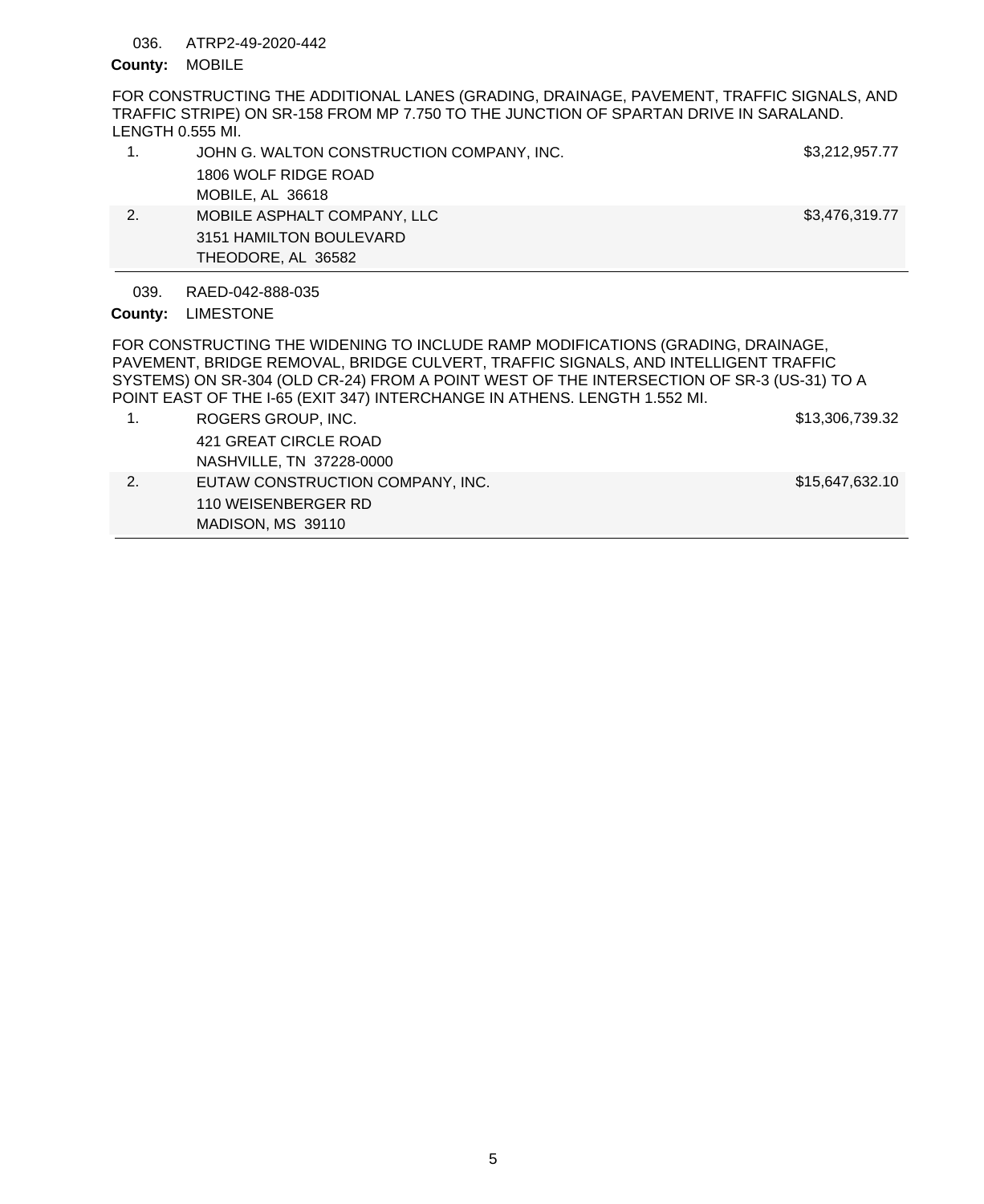036. ATRP2-49-2020-442

**County:** MOBILE

FOR CONSTRUCTING THE ADDITIONAL LANES (GRADING, DRAINAGE, PAVEMENT, TRAFFIC SIGNALS, AND TRAFFIC STRIPE) ON SR-158 FROM MP 7.750 TO THE JUNCTION OF SPARTAN DRIVE IN SARALAND. LENGTH 0.555 MI.

| | | |
|---|---|---|
| 1. | JOHN G. WALTON CONSTRUCTION COMPANY, INC.<br>1806 WOLF RIDGE ROAD<br>MOBILE, AL 36618 | $3,212,957.77 |
| 2. | MOBILE ASPHALT COMPANY, LLC<br>3151 HAMILTON BOULEVARD<br>THEODORE, AL 36582 | $3,476,319.77 |

039. RAED-042-888-035

**County:** LIMESTONE

FOR CONSTRUCTING THE WIDENING TO INCLUDE RAMP MODIFICATIONS (GRADING, DRAINAGE, PAVEMENT, BRIDGE REMOVAL, BRIDGE CULVERT, TRAFFIC SIGNALS, AND INTELLIGENT TRAFFIC SYSTEMS) ON SR-304 (OLD CR-24) FROM A POINT WEST OF THE INTERSECTION OF SR-3 (US-31) TO A POINT EAST OF THE I-65 (EXIT 347) INTERCHANGE IN ATHENS. LENGTH 1.552 MI.

| | | |
|---|---|---|
| 1. | ROGERS GROUP, INC.<br>421 GREAT CIRCLE ROAD<br>NASHVILLE, TN 37228-0000 | $13,306,739.32 |
| 2. | EUTAW CONSTRUCTION COMPANY, INC.<br>110 WEISENBERGER RD<br>MADISON, MS 39110 | $15,647,632.10 |